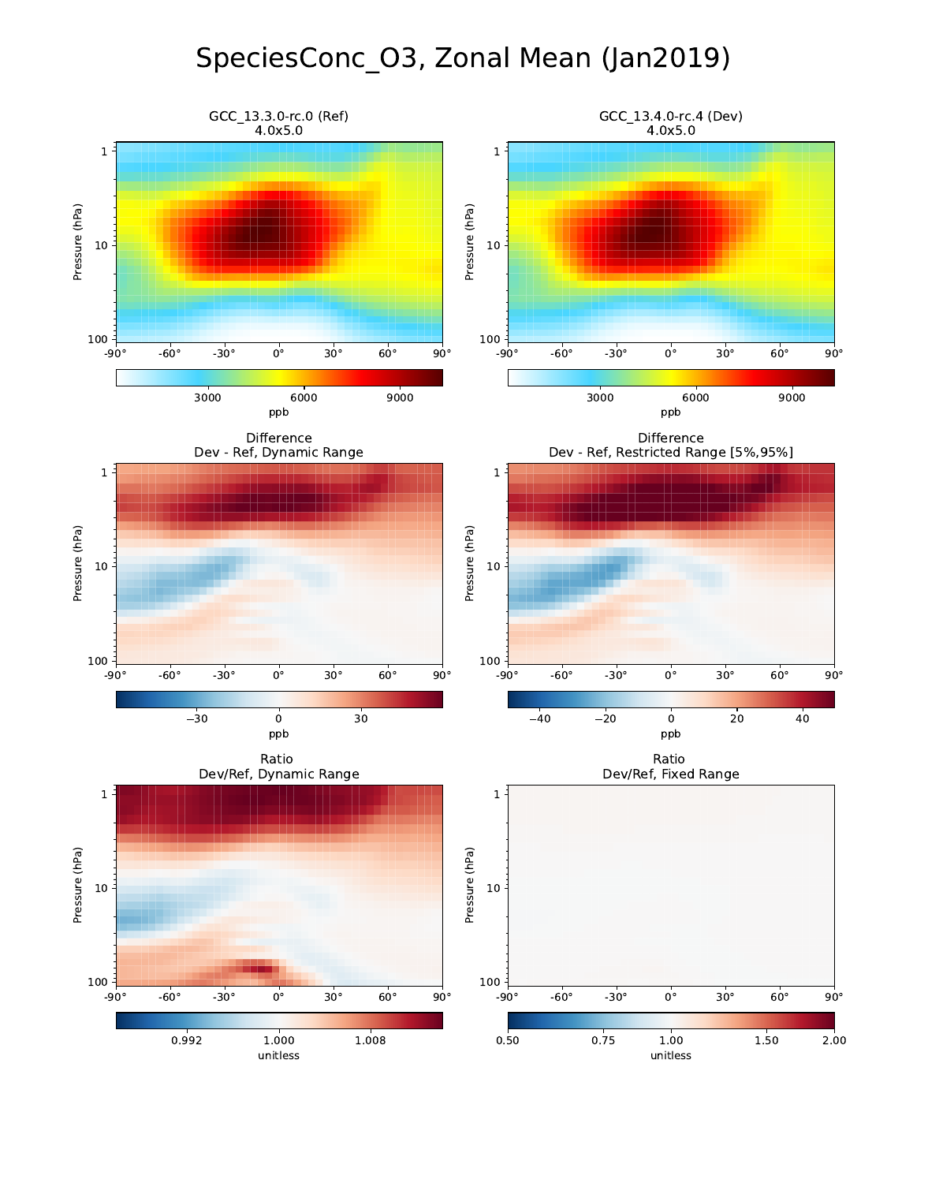# SpeciesConc_O3, Zonal Mean (Jan2019)

GCC_13.3.0-rc.0 (Ref)
4.0x5.0

GCC_13.4.0-rc.4 (Dev)
4.0x5.0

Difference
Dev - Ref, Dynamic Range

Difference
Dev - Ref, Restricted Range [5%,95%]

Ratio
Dev/Ref, Dynamic Range

Ratio
Dev/Ref, Fixed Range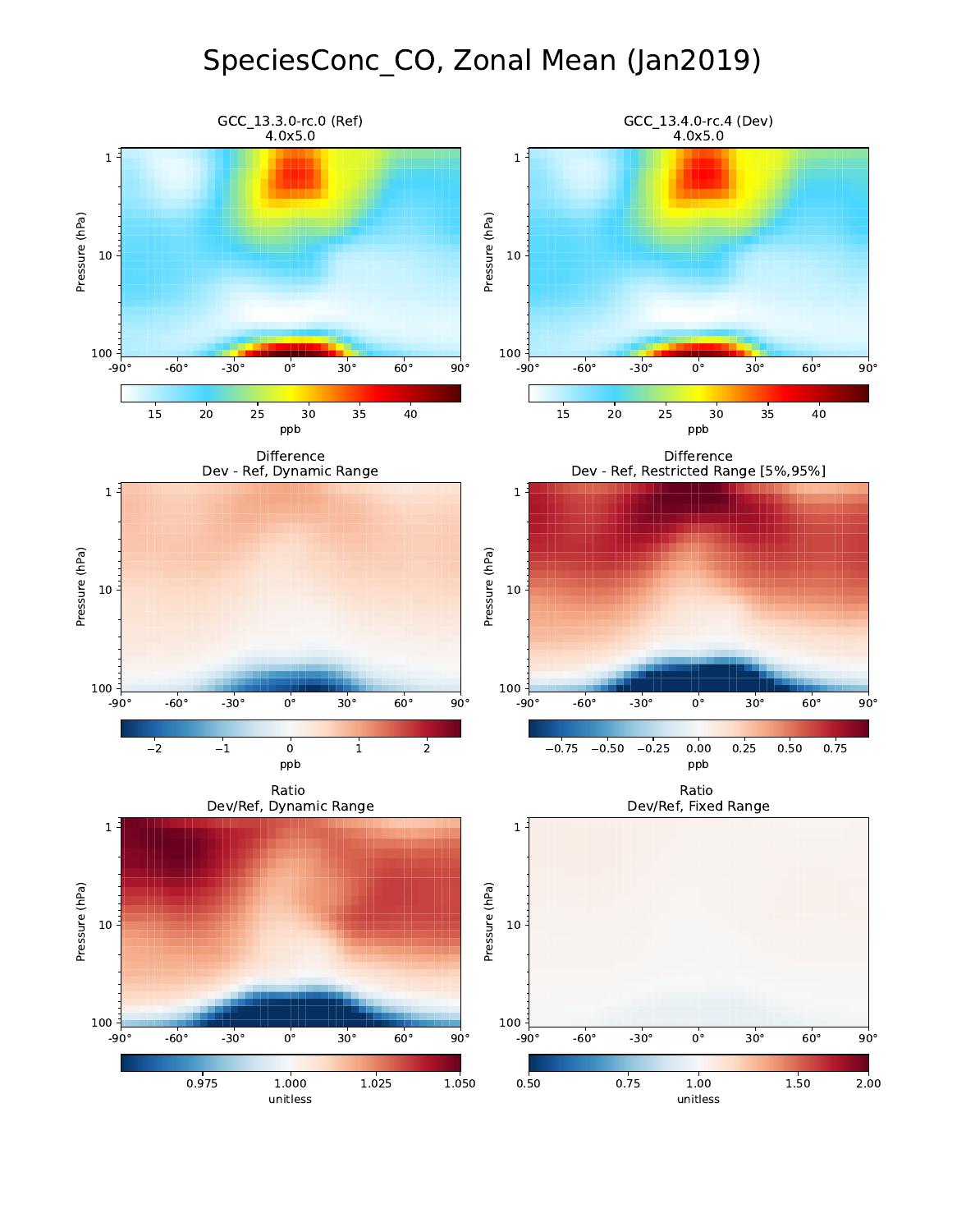# SpeciesConc_CO, Zonal Mean (Jan2019)

GCC_13.3.0-rc.0 (Ref)
4.0x5.0

GCC_13.4.0-rc.4 (Dev)
4.0x5.0

Difference
Dev - Ref, Dynamic Range

Difference
Dev - Ref, Restricted Range [5%,95%]

Ratio
Dev/Ref, Dynamic Range

Ratio
Dev/Ref, Fixed Range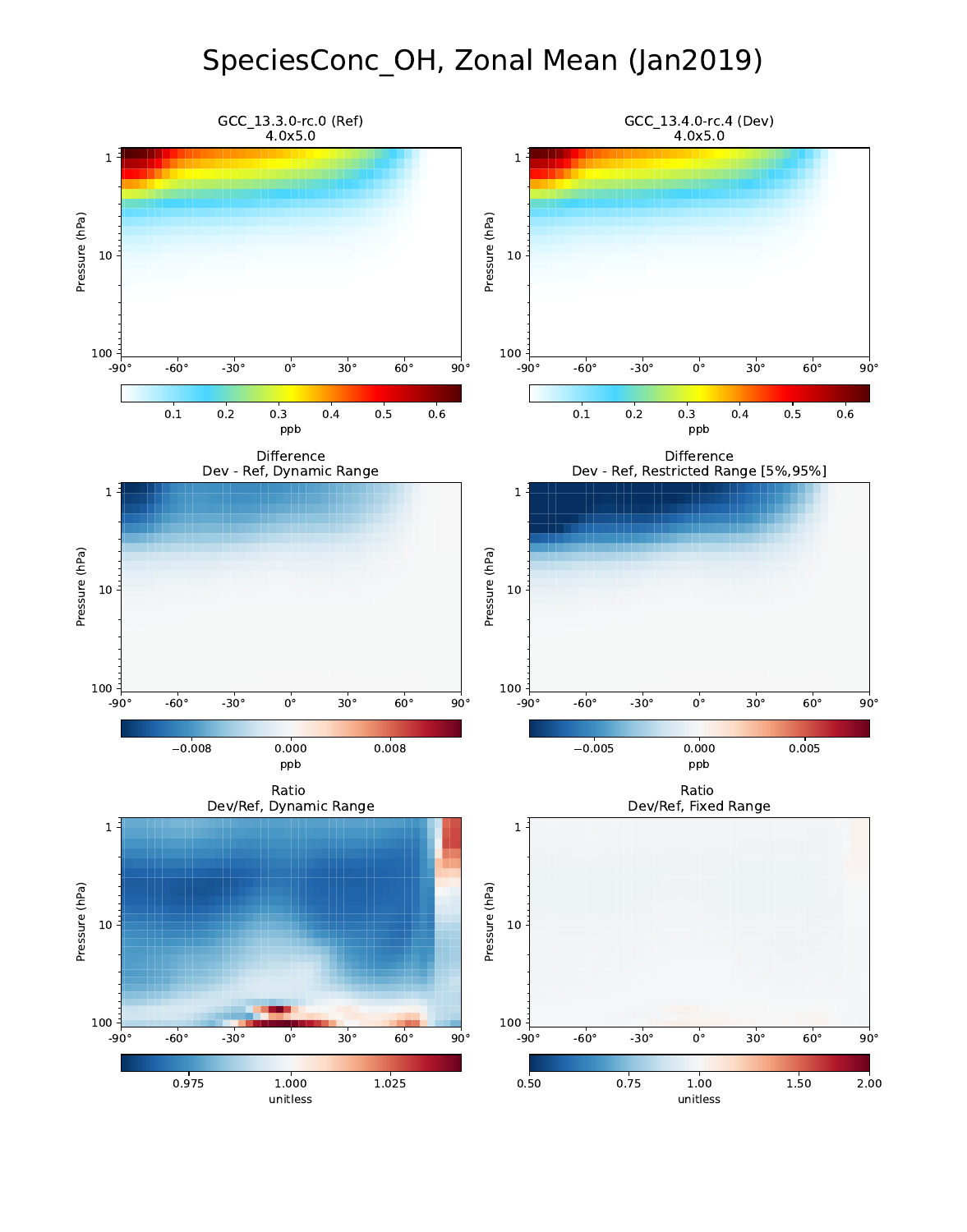# SpeciesConc_OH, Zonal Mean (Jan2019)

GCC_13.3.0-rc.0 (Ref)
4.0x5.0

GCC_13.4.0-rc.4 (Dev)
4.0x5.0

Difference
Dev - Ref, Dynamic Range

Difference
Dev - Ref, Restricted Range [5%,95%]

Ratio
Dev/Ref, Dynamic Range

Ratio
Dev/Ref, Fixed Range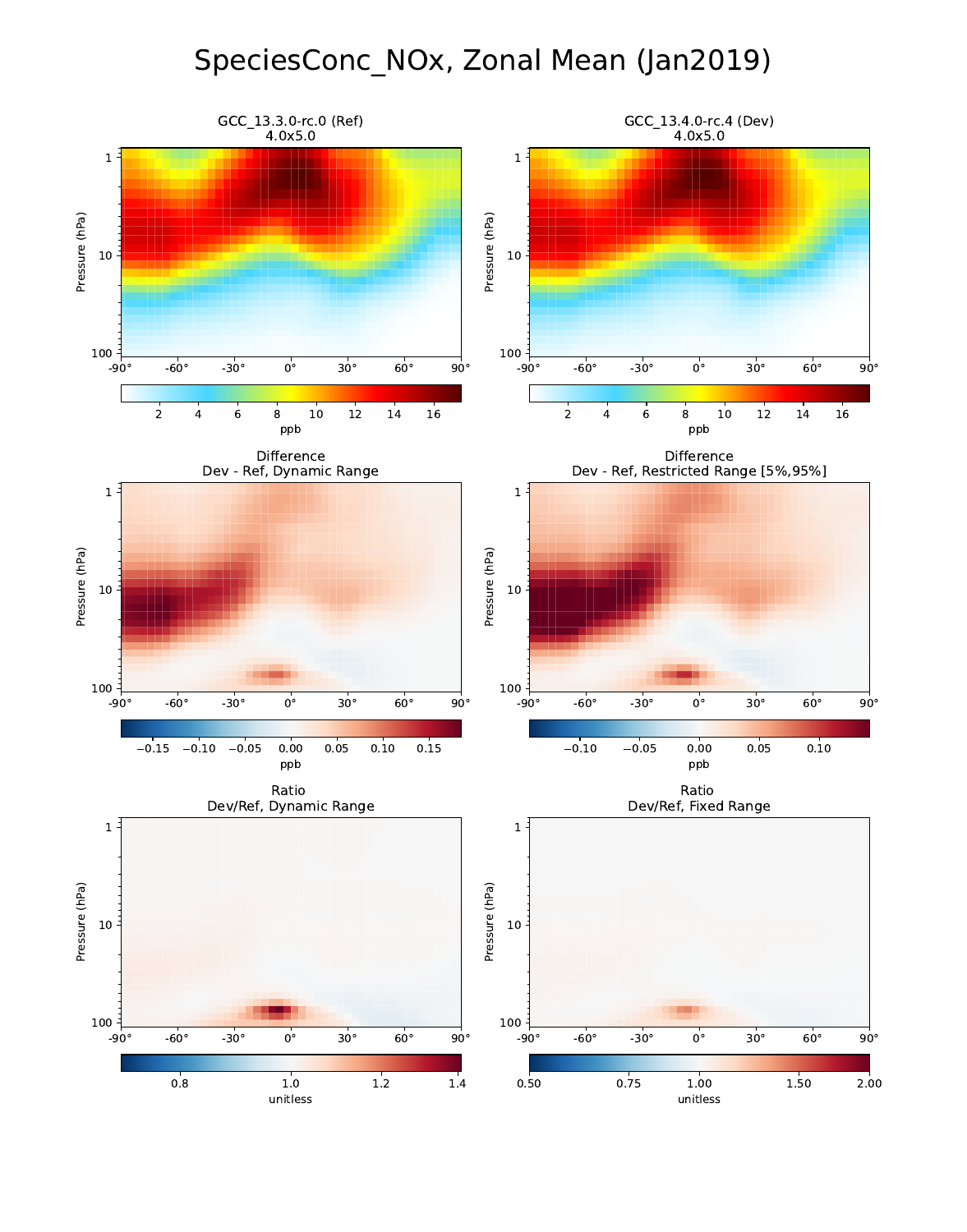# SpeciesConc_NOx, Zonal Mean (Jan2019)

GCC_13.3.0-rc.0 (Ref)
4.0x5.0

Pressure (hPa)

1
10
100

-90° -60° -30° 0° 30° 60° 90°

2 4 6 8 10 12 14 16
ppb

GCC_13.4.0-rc.4 (Dev)
4.0x5.0

Pressure (hPa)

1
10
100

-90° -60° -30° 0° 30° 60° 90°

2 4 6 8 10 12 14 16
ppb

Difference
Dev - Ref, Dynamic Range

Pressure (hPa)

1
10
100

-90° -60° -30° 0° 30° 60° 90°

−0.15 −0.10 −0.05 0.00 0.05 0.10 0.15
ppb

Difference
Dev - Ref, Restricted Range [5%,95%]

Pressure (hPa)

1
10
100

-90° -60° -30° 0° 30° 60° 90°

−0.10 −0.05 0.00 0.05 0.10
ppb

Ratio
Dev/Ref, Dynamic Range

Pressure (hPa)

1
10
100

-90° -60° -30° 0° 30° 60° 90°

0.8 1.0 1.2 1.4
unitless

Ratio
Dev/Ref, Fixed Range

Pressure (hPa)

1
10
100

-90° -60° -30° 0° 30° 60° 90°

0.50 0.75 1.00 1.50 2.00
unitless